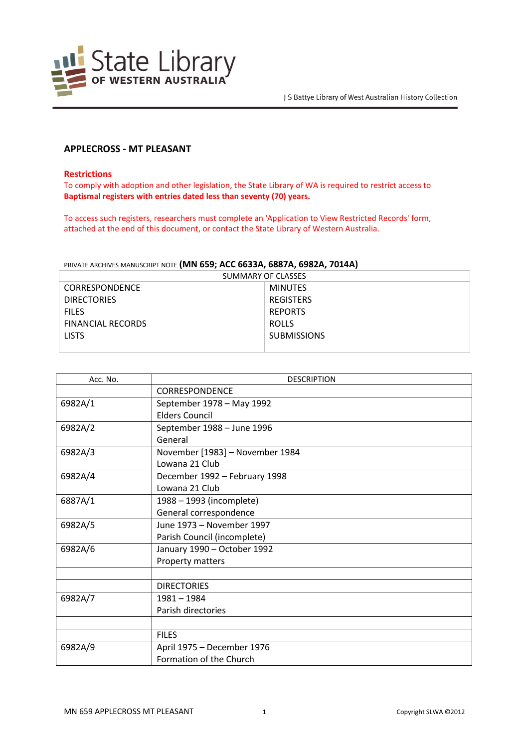# APPLECROSS - MT PLEASANT

**Restrictions**

To comply with adoption and other legislation, the State Library of WA is required to restrict access to **Baptismal registers with entries dated less than seventy (70) years.**

To access such registers, researchers must complete an 'Application to View Restricted Records' form, attached at the end of this document, or contact the State Library of Western Australia.

PRIVATE ARCHIVES MANUSCRIPT NOTE **(MN 659; ACC 6633A, 6887A, 6982A, 7014A)**

| SUMMARY OF CLASSES | |
|---|---|
| CORRESPONDENCE | MINUTES |
| DIRECTORIES | REGISTERS |
| FILES | REPORTS |
| FINANCIAL RECORDS | ROLLS |
| LISTS | SUBMISSIONS |

| Acc. No. | DESCRIPTION |
|---|---|
| | CORRESPONDENCE |
| 6982A/1 | September 1978 – May 1992<br>Elders Council |
| 6982A/2 | September 1988 – June 1996<br>General |
| 6982A/3 | November [1983] – November 1984<br>Lowana 21 Club |
| 6982A/4 | December 1992 – February 1998<br>Lowana 21 Club |
| 6887A/1 | 1988 – 1993 (incomplete)<br>General correspondence |
| 6982A/5 | June 1973 – November 1997<br>Parish Council (incomplete) |
| 6982A/6 | January 1990 – October 1992<br>Property matters |
| | |
| | DIRECTORIES |
| 6982A/7 | 1981 – 1984<br>Parish directories |
| | |
| | FILES |
| 6982A/9 | April 1975 – December 1976<br>Formation of the Church |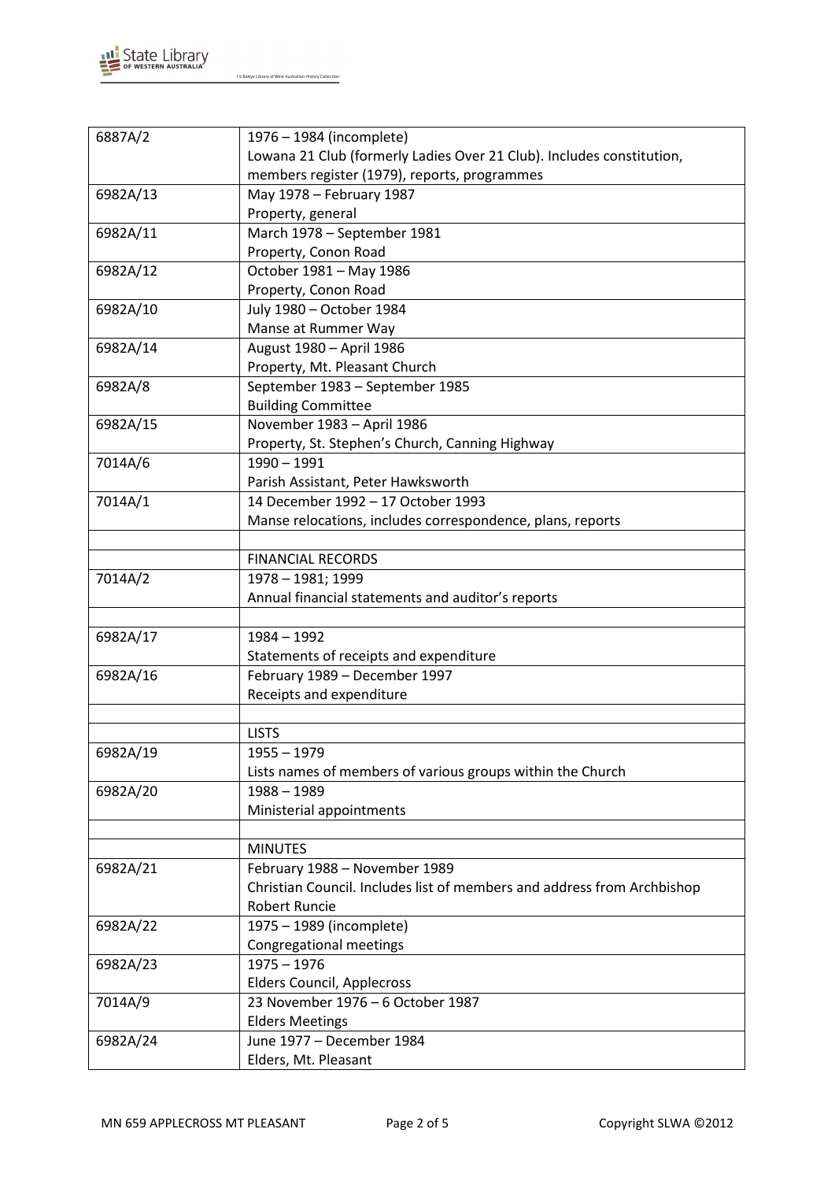| | |
|---|---|
| 6887A/2 | 1976 – 1984 (incomplete)<br>Lowana 21 Club (formerly Ladies Over 21 Club). Includes constitution, members register (1979), reports, programmes |
| 6982A/13 | May 1978 – February 1987<br>Property, general |
| 6982A/11 | March 1978 – September 1981<br>Property, Conon Road |
| 6982A/12 | October 1981 – May 1986<br>Property, Conon Road |
| 6982A/10 | July 1980 – October 1984<br>Manse at Rummer Way |
| 6982A/14 | August 1980 – April 1986<br>Property, Mt. Pleasant Church |
| 6982A/8 | September 1983 – September 1985<br>Building Committee |
| 6982A/15 | November 1983 – April 1986<br>Property, St. Stephen's Church, Canning Highway |
| 7014A/6 | 1990 – 1991<br>Parish Assistant, Peter Hawksworth |
| 7014A/1 | 14 December 1992 – 17 October 1993<br>Manse relocations, includes correspondence, plans, reports |
| | |
| | FINANCIAL RECORDS |
| 7014A/2 | 1978 – 1981; 1999<br>Annual financial statements and auditor's reports |
| | |
| 6982A/17 | 1984 – 1992<br>Statements of receipts and expenditure |
| 6982A/16 | February 1989 – December 1997<br>Receipts and expenditure |
| | |
| | LISTS |
| 6982A/19 | 1955 – 1979<br>Lists names of members of various groups within the Church |
| 6982A/20 | 1988 – 1989<br>Ministerial appointments |
| | |
| | MINUTES |
| 6982A/21 | February 1988 – November 1989<br>Christian Council. Includes list of members and address from Archbishop Robert Runcie |
| 6982A/22 | 1975 – 1989 (incomplete)<br>Congregational meetings |
| 6982A/23 | 1975 – 1976<br>Elders Council, Applecross |
| 7014A/9 | 23 November 1976 – 6 October 1987<br>Elders Meetings |
| 6982A/24 | June 1977 – December 1984<br>Elders, Mt. Pleasant |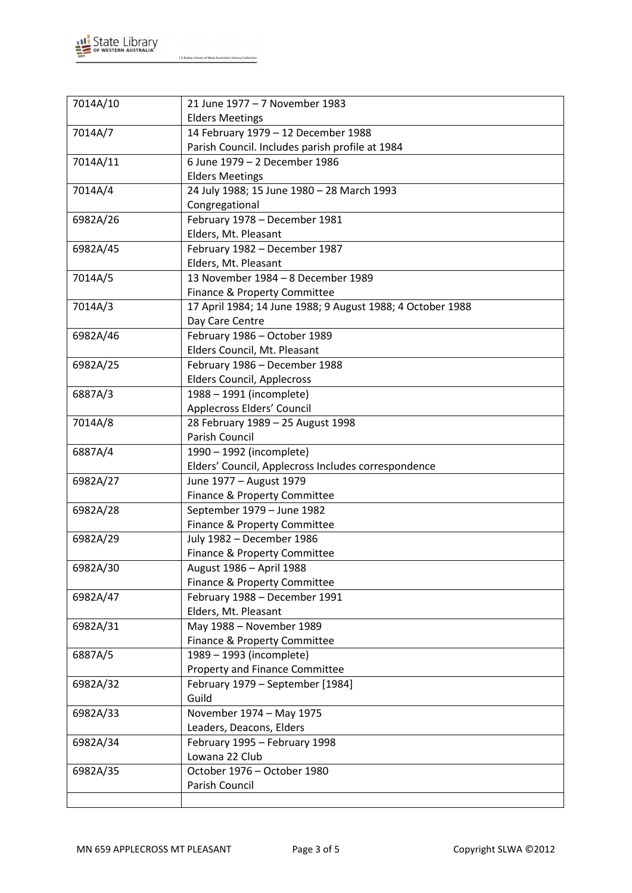| | |
|---|---|
| 7014A/10 | 21 June 1977 – 7 November 1983<br>Elders Meetings |
| 7014A/7 | 14 February 1979 – 12 December 1988<br>Parish Council. Includes parish profile at 1984 |
| 7014A/11 | 6 June 1979 – 2 December 1986<br>Elders Meetings |
| 7014A/4 | 24 July 1988; 15 June 1980 – 28 March 1993<br>Congregational |
| 6982A/26 | February 1978 – December 1981<br>Elders, Mt. Pleasant |
| 6982A/45 | February 1982 – December 1987<br>Elders, Mt. Pleasant |
| 7014A/5 | 13 November 1984 – 8 December 1989<br>Finance & Property Committee |
| 7014A/3 | 17 April 1984; 14 June 1988; 9 August 1988; 4 October 1988<br>Day Care Centre |
| 6982A/46 | February 1986 – October 1989<br>Elders Council, Mt. Pleasant |
| 6982A/25 | February 1986 – December 1988<br>Elders Council, Applecross |
| 6887A/3 | 1988 – 1991 (incomplete)<br>Applecross Elders' Council |
| 7014A/8 | 28 February 1989 – 25 August 1998<br>Parish Council |
| 6887A/4 | 1990 – 1992 (incomplete)<br>Elders' Council, Applecross Includes correspondence |
| 6982A/27 | June 1977 – August 1979<br>Finance & Property Committee |
| 6982A/28 | September 1979 – June 1982<br>Finance & Property Committee |
| 6982A/29 | July 1982 – December 1986<br>Finance & Property Committee |
| 6982A/30 | August 1986 – April 1988<br>Finance & Property Committee |
| 6982A/47 | February 1988 – December 1991<br>Elders, Mt. Pleasant |
| 6982A/31 | May 1988 – November 1989<br>Finance & Property Committee |
| 6887A/5 | 1989 – 1993 (incomplete)<br>Property and Finance Committee |
| 6982A/32 | February 1979 – September [1984]<br>Guild |
| 6982A/33 | November 1974 – May 1975<br>Leaders, Deacons, Elders |
| 6982A/34 | February 1995 – February 1998<br>Lowana 22 Club |
| 6982A/35 | October 1976 – October 1980<br>Parish Council |
| | |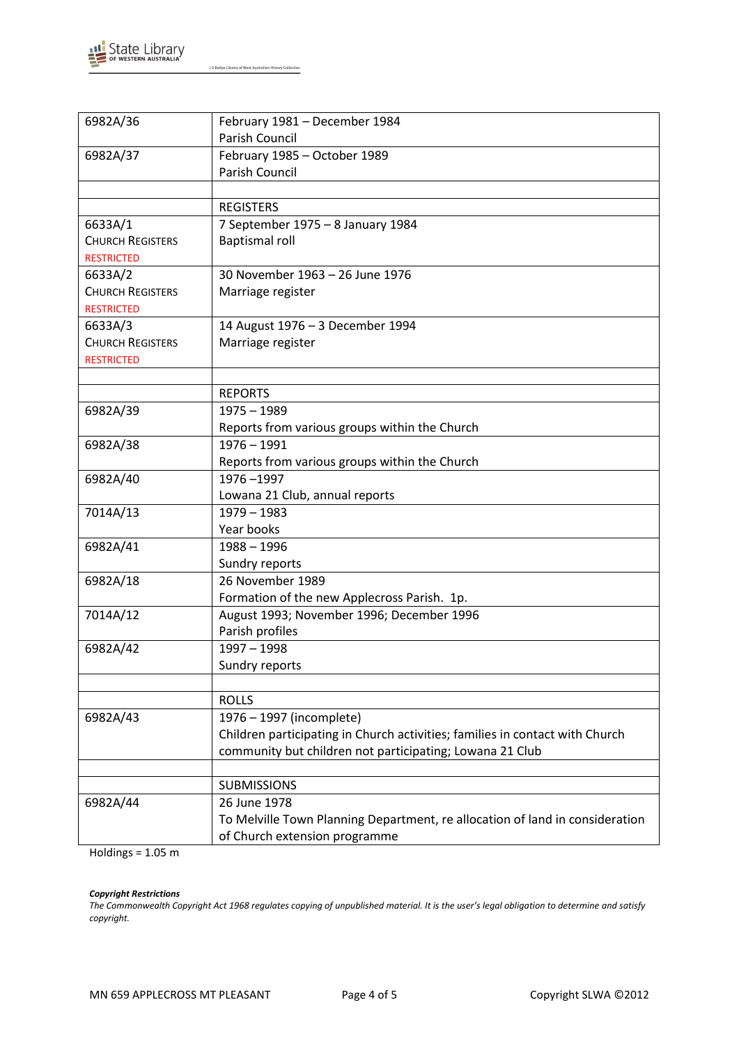| | |
|---|---|
| 6982A/36 | February 1981 – December 1984<br>Parish Council |
| 6982A/37 | February 1985 – October 1989<br>Parish Council |
| | |
| | REGISTERS |
| 6633A/1<br>CHURCH REGISTERS<br>RESTRICTED | 7 September 1975 – 8 January 1984<br>Baptismal roll |
| 6633A/2<br>CHURCH REGISTERS<br>RESTRICTED | 30 November 1963 – 26 June 1976<br>Marriage register |
| 6633A/3<br>CHURCH REGISTERS<br>RESTRICTED | 14 August 1976 – 3 December 1994<br>Marriage register |
| | |
| | REPORTS |
| 6982A/39 | 1975 – 1989<br>Reports from various groups within the Church |
| 6982A/38 | 1976 – 1991<br>Reports from various groups within the Church |
| 6982A/40 | 1976 –1997<br>Lowana 21 Club, annual reports |
| 7014A/13 | 1979 – 1983<br>Year books |
| 6982A/41 | 1988 – 1996<br>Sundry reports |
| 6982A/18 | 26 November 1989<br>Formation of the new Applecross Parish. 1p. |
| 7014A/12 | August 1993; November 1996; December 1996<br>Parish profiles |
| 6982A/42 | 1997 – 1998<br>Sundry reports |
| | |
| | ROLLS |
| 6982A/43 | 1976 – 1997 (incomplete)<br>Children participating in Church activities; families in contact with Church community but children not participating; Lowana 21 Club |
| | |
| | SUBMISSIONS |
| 6982A/44 | 26 June 1978<br>To Melville Town Planning Department, re allocation of land in consideration of Church extension programme |

Holdings = 1.05 m

***Copyright Restrictions***

*The Commonwealth Copyright Act 1968 regulates copying of unpublished material. It is the user's legal obligation to determine and satisfy copyright.*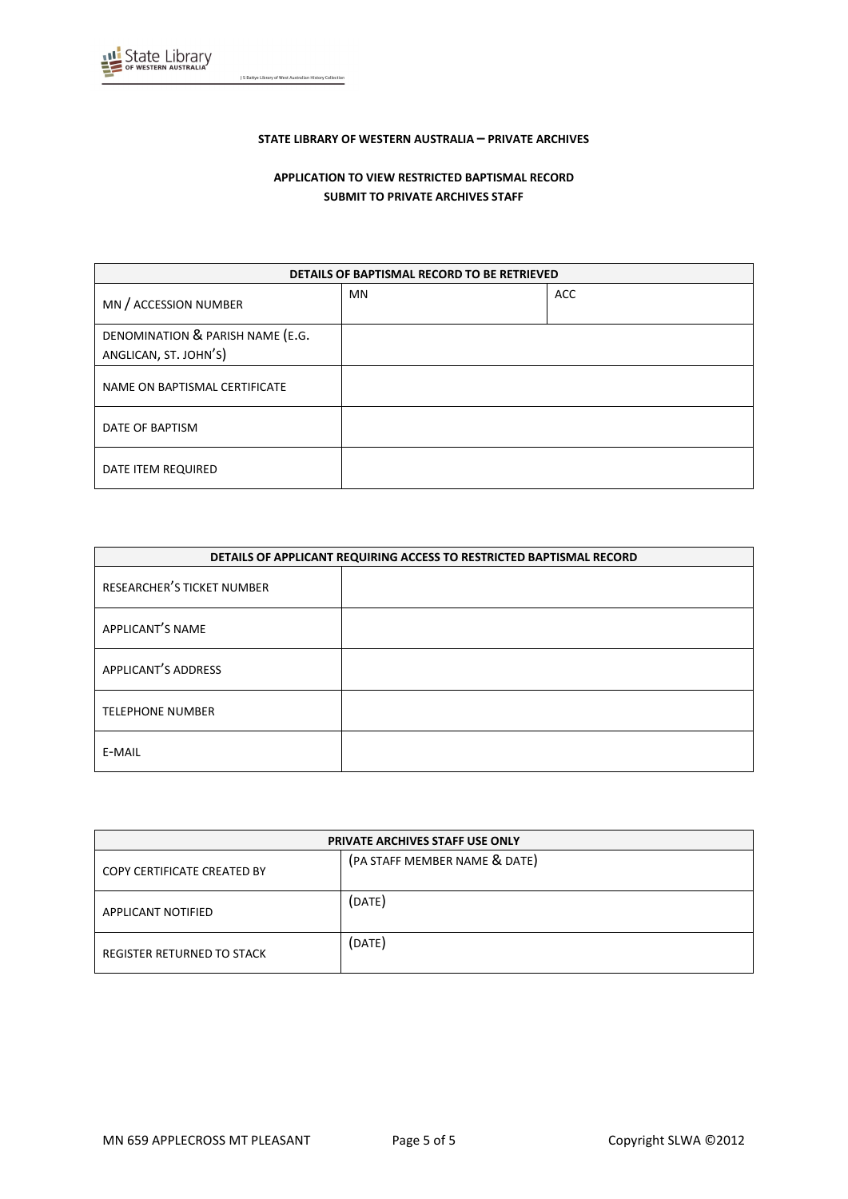**STATE LIBRARY OF WESTERN AUSTRALIA – PRIVATE ARCHIVES**

**APPLICATION TO VIEW RESTRICTED BAPTISMAL RECORD**
**SUBMIT TO PRIVATE ARCHIVES STAFF**

| DETAILS OF BAPTISMAL RECORD TO BE RETRIEVED | | |
|---|---|---|
| MN / ACCESSION NUMBER | MN | ACC |
| DENOMINATION & PARISH NAME (E.G. ANGLICAN, ST. JOHN'S) | | |
| NAME ON BAPTISMAL CERTIFICATE | | |
| DATE OF BAPTISM | | |
| DATE ITEM REQUIRED | | |

| DETAILS OF APPLICANT REQUIRING ACCESS TO RESTRICTED BAPTISMAL RECORD | |
|---|---|
| RESEARCHER'S TICKET NUMBER | |
| APPLICANT'S NAME | |
| APPLICANT'S ADDRESS | |
| TELEPHONE NUMBER | |
| E-MAIL | |

| PRIVATE ARCHIVES STAFF USE ONLY | |
|---|---|
| COPY CERTIFICATE CREATED BY | (PA STAFF MEMBER NAME & DATE) |
| APPLICANT NOTIFIED | (DATE) |
| REGISTER RETURNED TO STACK | (DATE) |